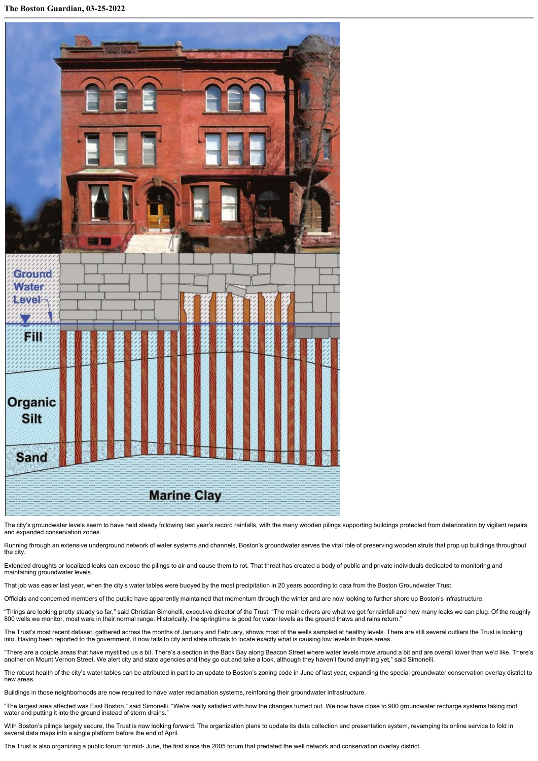**The Boston Guardian, 03-25-2022**

The city's groundwater levels seem to have held steady following last year's record rainfalls, with the many wooden pilings supporting buildings protected from deterioration by vigilant repairs and expanded conservation zones.

Running through an extensive underground network of water systems and channels, Boston's groundwater serves the vital role of preserving wooden struts that prop up buildings throughout the city.

Extended droughts or localized leaks can expose the pilings to air and cause them to rot. That threat has created a body of public and private individuals dedicated to monitoring and maintaining groundwater levels.

That job was easier last year, when the city's water tables were buoyed by the most precipitation in 20 years according to data from the Boston Groundwater Trust.

Officials and concerned members of the public have apparently maintained that momentum through the winter and are now looking to further shore up Boston's infrastructure.

"Things are looking pretty steady so far," said Christian Simonelli, executive director of the Trust. "The main drivers are what we get for rainfall and how many leaks we can plug. Of the roughly 800 wells we monitor, most were in their normal range. Historically, the springtime is good for water levels as the ground thaws and rains return."

The Trust's most recent dataset, gathered across the months of January and February, shows most of the wells sampled at healthy levels. There are still several outliers the Trust is looking into. Having been reported to the government, it now falls to city and state officials to locate exactly what is causing low levels in those areas.

"There are a couple areas that have mystified us a bit. There's a section in the Back Bay along Beacon Street where water levels move around a bit and are overall lower than we'd like. There's another on Mount Vernon Street. We alert city and state agencies and they go out and take a look, although they haven't found anything yet," said Simonelli.

The robust health of the city's water tables can be attributed in part to an update to Boston's zoning code in June of last year, expanding the special groundwater conservation overlay district to new areas.

Buildings in those neighborhoods are now required to have water reclamation systems, reinforcing their groundwater infrastructure.

"The largest area affected was East Boston," said Simonelli. "We're really satisfied with how the changes turned out. We now have close to 900 groundwater recharge systems taking roof water and putting it into the ground instead of storm drains."

With Boston's pilings largely secure, the Trust is now looking forward. The organization plans to update its data collection and presentation system, revamping its online service to fold in several data maps into a single platform before the end of April.

The Trust is also organizing a public forum for mid- June, the first since the 2005 forum that predated the well network and conservation overlay district.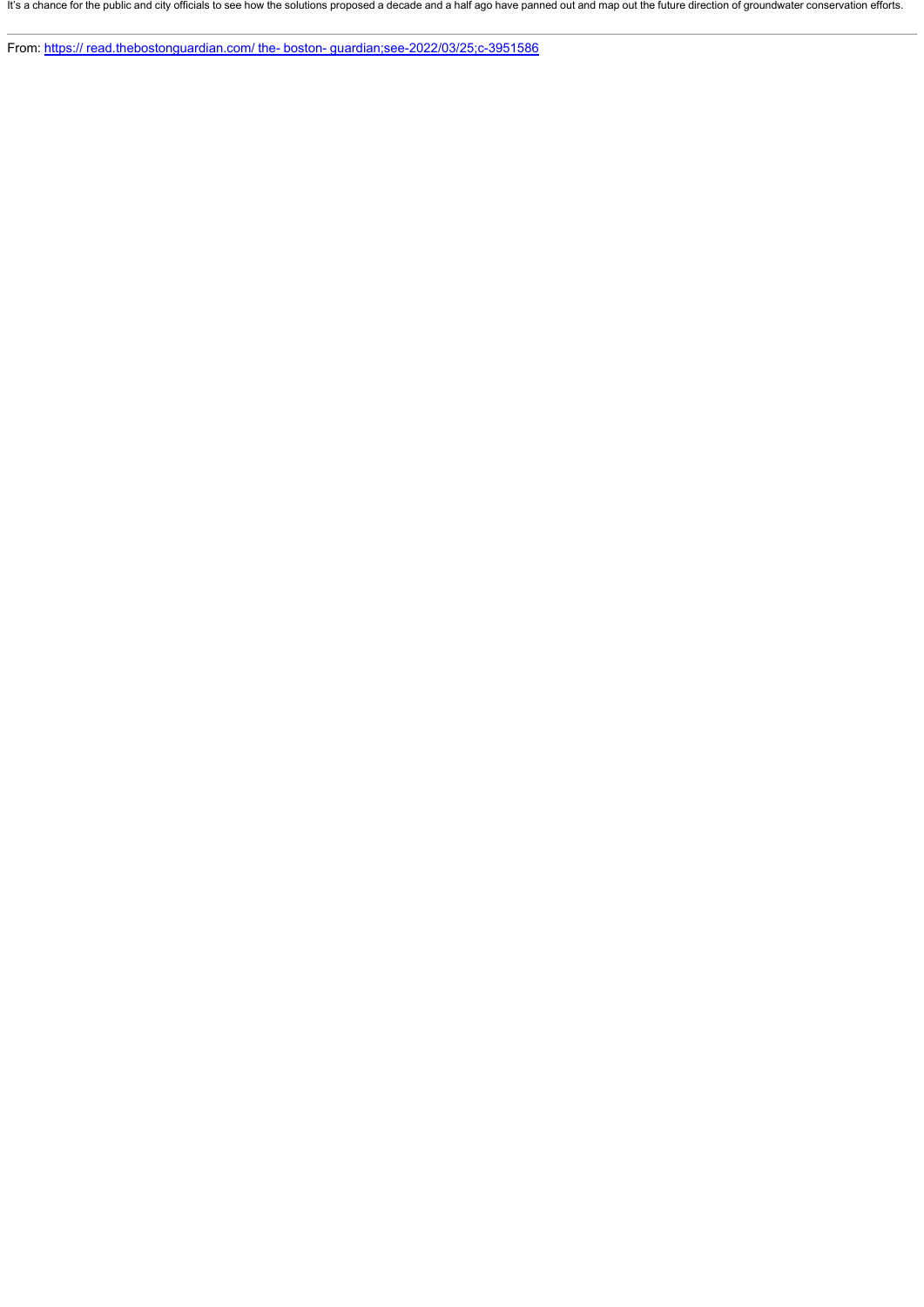It's a chance for the public and city officials to see how the solutions proposed a decade and a half ago have panned out and map out the future direction of groundwater conservation efforts.

---

From: [https:// read.thebostonguardian.com/ the- boston- guardian;see-2022/03/25;c-3951586](https://read.thebostonguardian.com/the-boston-guardian;see-2022/03/25;c-3951586)